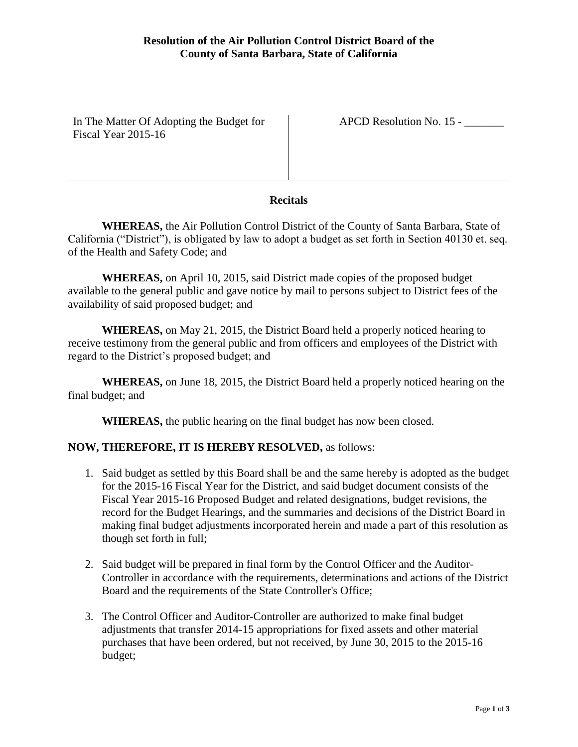**Resolution of the Air Pollution Control District Board of the County of Santa Barbara, State of California**

| In The Matter Of Adopting the Budget for Fiscal Year 2015-16 | APCD Resolution No. 15 - _______ |
| --- | --- |

## Recitals

**WHEREAS,** the Air Pollution Control District of the County of Santa Barbara, State of California ("District"), is obligated by law to adopt a budget as set forth in Section 40130 et. seq. of the Health and Safety Code; and

**WHEREAS,** on April 10, 2015, said District made copies of the proposed budget available to the general public and gave notice by mail to persons subject to District fees of the availability of said proposed budget; and

**WHEREAS,** on May 21, 2015, the District Board held a properly noticed hearing to receive testimony from the general public and from officers and employees of the District with regard to the District's proposed budget; and

**WHEREAS,** on June 18, 2015, the District Board held a properly noticed hearing on the final budget; and

**WHEREAS,** the public hearing on the final budget has now been closed.

**NOW, THEREFORE, IT IS HEREBY RESOLVED,** as follows:

1. Said budget as settled by this Board shall be and the same hereby is adopted as the budget for the 2015-16 Fiscal Year for the District, and said budget document consists of the Fiscal Year 2015-16 Proposed Budget and related designations, budget revisions, the record for the Budget Hearings, and the summaries and decisions of the District Board in making final budget adjustments incorporated herein and made a part of this resolution as though set forth in full;

2. Said budget will be prepared in final form by the Control Officer and the Auditor-Controller in accordance with the requirements, determinations and actions of the District Board and the requirements of the State Controller's Office;

3. The Control Officer and Auditor-Controller are authorized to make final budget adjustments that transfer 2014-15 appropriations for fixed assets and other material purchases that have been ordered, but not received, by June 30, 2015 to the 2015-16 budget;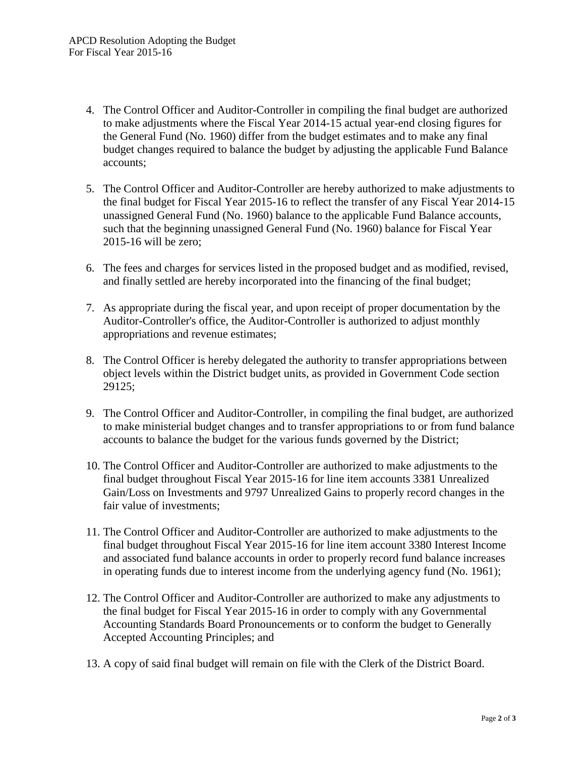4. The Control Officer and Auditor-Controller in compiling the final budget are authorized to make adjustments where the Fiscal Year 2014-15 actual year-end closing figures for the General Fund (No. 1960) differ from the budget estimates and to make any final budget changes required to balance the budget by adjusting the applicable Fund Balance accounts;

5. The Control Officer and Auditor-Controller are hereby authorized to make adjustments to the final budget for Fiscal Year 2015-16 to reflect the transfer of any Fiscal Year 2014-15 unassigned General Fund (No. 1960) balance to the applicable Fund Balance accounts, such that the beginning unassigned General Fund (No. 1960) balance for Fiscal Year 2015-16 will be zero;

6. The fees and charges for services listed in the proposed budget and as modified, revised, and finally settled are hereby incorporated into the financing of the final budget;

7. As appropriate during the fiscal year, and upon receipt of proper documentation by the Auditor-Controller's office, the Auditor-Controller is authorized to adjust monthly appropriations and revenue estimates;

8. The Control Officer is hereby delegated the authority to transfer appropriations between object levels within the District budget units, as provided in Government Code section 29125;

9. The Control Officer and Auditor-Controller, in compiling the final budget, are authorized to make ministerial budget changes and to transfer appropriations to or from fund balance accounts to balance the budget for the various funds governed by the District;

10. The Control Officer and Auditor-Controller are authorized to make adjustments to the final budget throughout Fiscal Year 2015-16 for line item accounts 3381 Unrealized Gain/Loss on Investments and 9797 Unrealized Gains to properly record changes in the fair value of investments;

11. The Control Officer and Auditor-Controller are authorized to make adjustments to the final budget throughout Fiscal Year 2015-16 for line item account 3380 Interest Income and associated fund balance accounts in order to properly record fund balance increases in operating funds due to interest income from the underlying agency fund (No. 1961);

12. The Control Officer and Auditor-Controller are authorized to make any adjustments to the final budget for Fiscal Year 2015-16 in order to comply with any Governmental Accounting Standards Board Pronouncements or to conform the budget to Generally Accepted Accounting Principles; and

13. A copy of said final budget will remain on file with the Clerk of the District Board.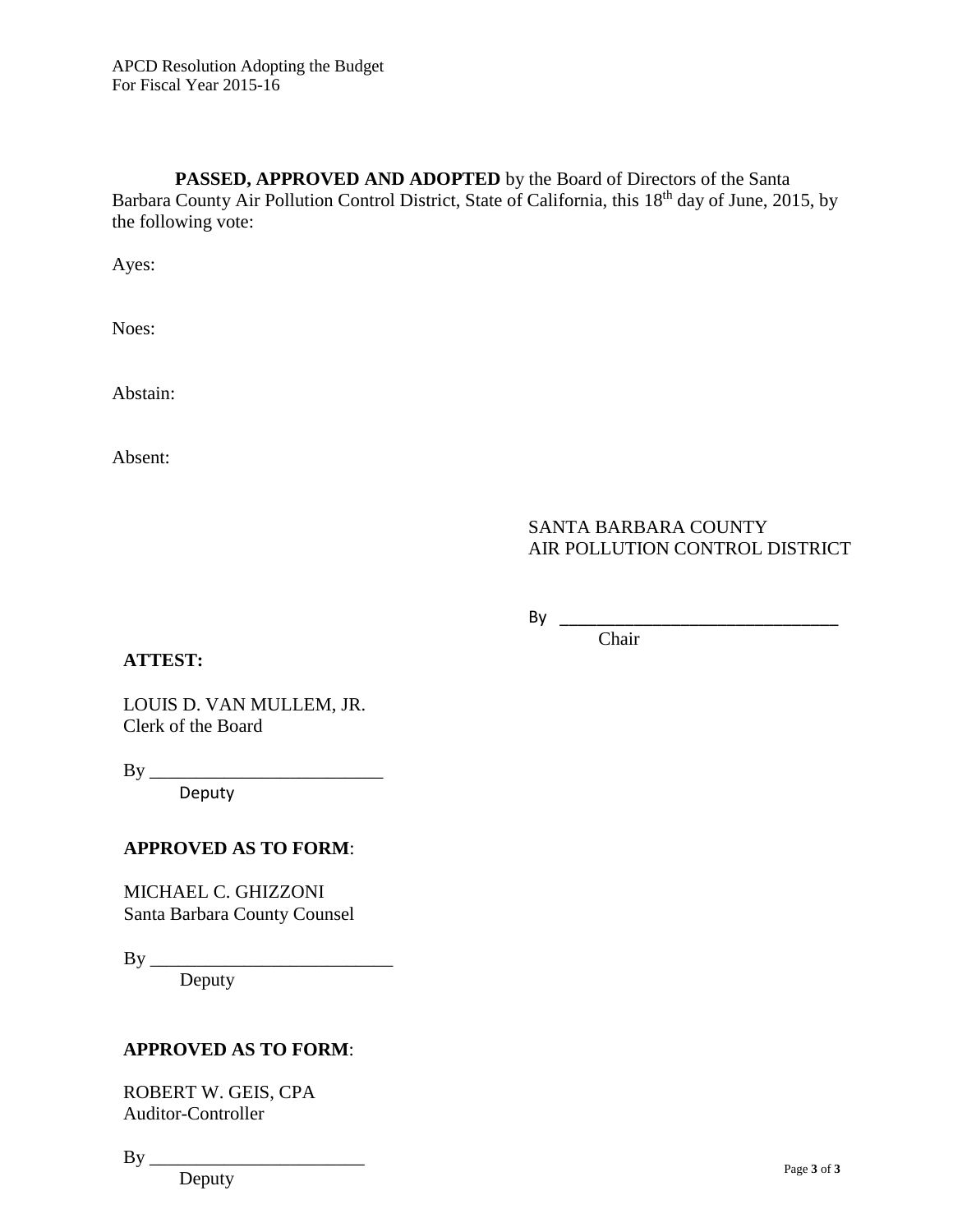**PASSED, APPROVED AND ADOPTED** by the Board of Directors of the Santa Barbara County Air Pollution Control District, State of California, this 18th day of June, 2015, by the following vote:

Ayes:

Noes:

Abstain:

Absent:

SANTA BARBARA COUNTY
AIR POLLUTION CONTROL DISTRICT

By ______________________________
Chair

**ATTEST:**

LOUIS D. VAN MULLEM, JR.
Clerk of the Board

By _________________________
Deputy

**APPROVED AS TO FORM**:

MICHAEL C. GHIZZONI
Santa Barbara County Counsel

By __________________________
Deputy

**APPROVED AS TO FORM**:

ROBERT W. GEIS, CPA
Auditor-Controller

By _______________________
Deputy